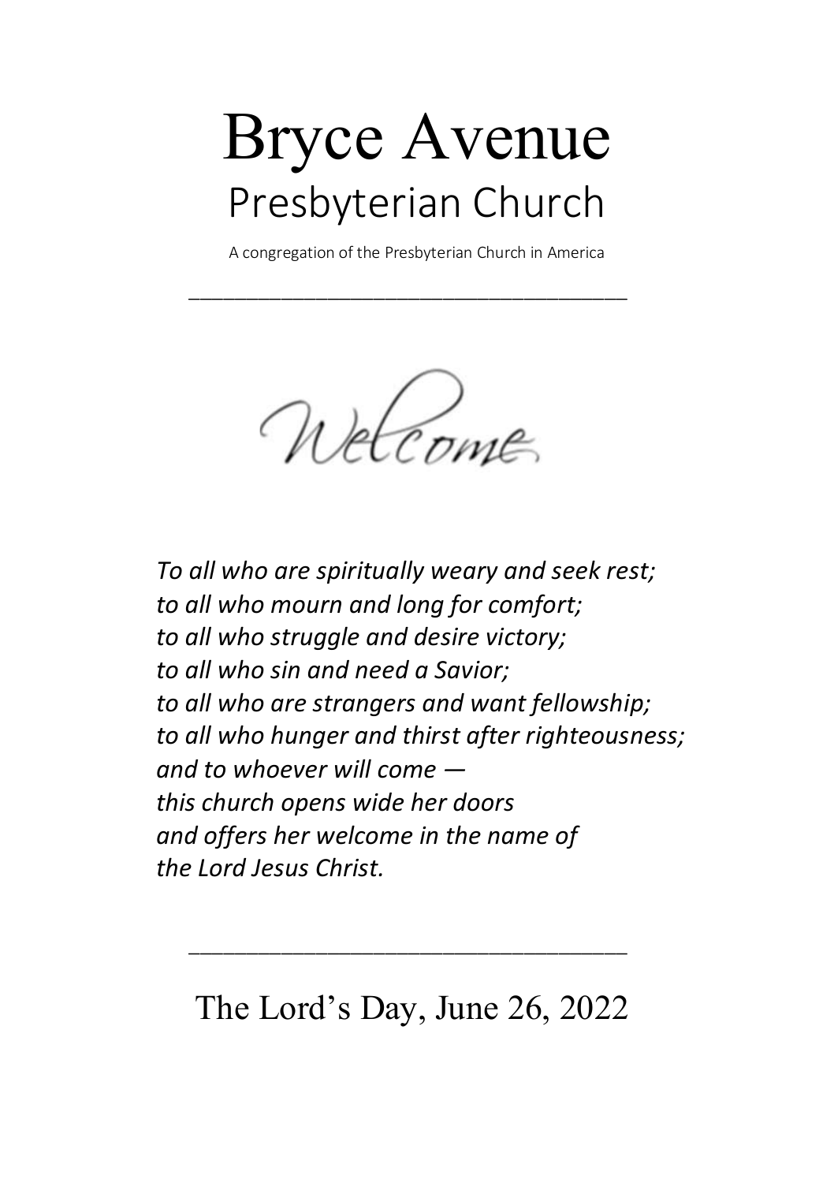# Bryce Avenue
## Presbyterian Church

A congregation of the Presbyterian Church in America

---

Welcome

*To all who are spiritually weary and seek rest;*
*to all who mourn and long for comfort;*
*to all who struggle and desire victory;*
*to all who sin and need a Savior;*
*to all who are strangers and want fellowship;*
*to all who hunger and thirst after righteousness;*
*and to whoever will come —*
*this church opens wide her doors*
*and offers her welcome in the name of*
*the Lord Jesus Christ.*

---

The Lord's Day, June 26, 2022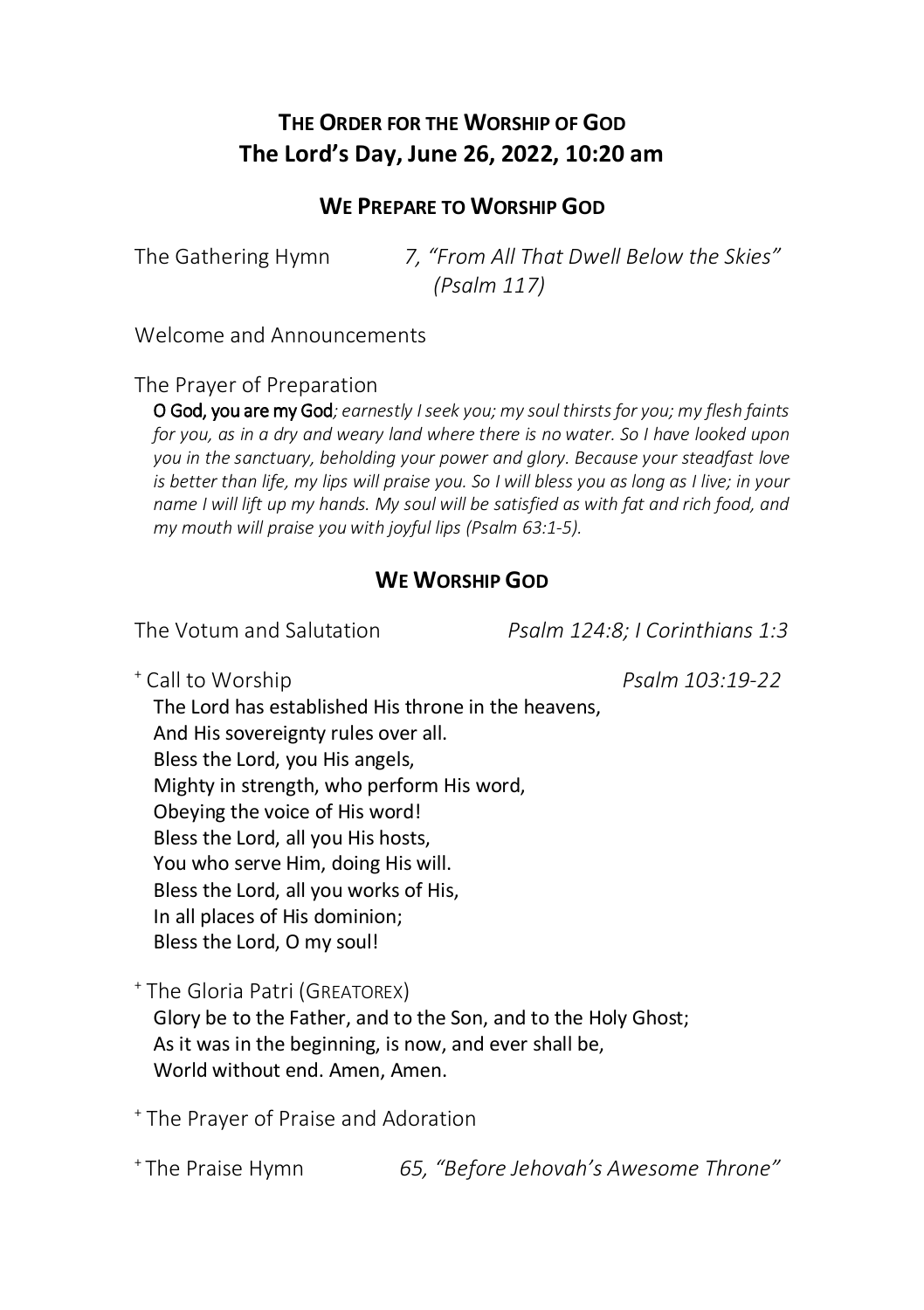# THE ORDER FOR THE WORSHIP OF GOD
# The Lord's Day, June 26, 2022, 10:20 am

## WE PREPARE TO WORSHIP GOD

The Gathering Hymn *7, "From All That Dwell Below the Skies" (Psalm 117)*

Welcome and Announcements

The Prayer of Preparation

**O God, you are my God***; earnestly I seek you; my soul thirsts for you; my flesh faints for you, as in a dry and weary land where there is no water. So I have looked upon you in the sanctuary, beholding your power and glory. Because your steadfast love is better than life, my lips will praise you. So I will bless you as long as I live; in your name I will lift up my hands. My soul will be satisfied as with fat and rich food, and my mouth will praise you with joyful lips (Psalm 63:1-5).*

## WE WORSHIP GOD

The Votum and Salutation *Psalm 124:8; I Corinthians 1:3*

⁺ Call to Worship *Psalm 103:19-22*

The Lord has established His throne in the heavens,
And His sovereignty rules over all.
Bless the Lord, you His angels,
Mighty in strength, who perform His word,
Obeying the voice of His word!
Bless the Lord, all you His hosts,
You who serve Him, doing His will.
Bless the Lord, all you works of His,
In all places of His dominion;
Bless the Lord, O my soul!

⁺ The Gloria Patri (GREATOREX)

Glory be to the Father, and to the Son, and to the Holy Ghost;
As it was in the beginning, is now, and ever shall be,
World without end. Amen, Amen.

⁺ The Prayer of Praise and Adoration

⁺ The Praise Hymn *65, "Before Jehovah's Awesome Throne"*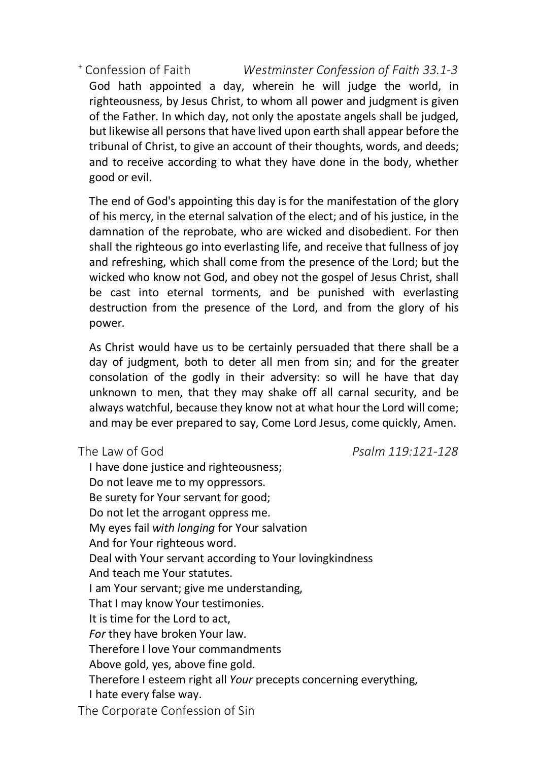## ⁺ Confession of Faith *Westminster Confession of Faith 33.1-3*

God hath appointed a day, wherein he will judge the world, in righteousness, by Jesus Christ, to whom all power and judgment is given of the Father. In which day, not only the apostate angels shall be judged, but likewise all persons that have lived upon earth shall appear before the tribunal of Christ, to give an account of their thoughts, words, and deeds; and to receive according to what they have done in the body, whether good or evil.

The end of God's appointing this day is for the manifestation of the glory of his mercy, in the eternal salvation of the elect; and of his justice, in the damnation of the reprobate, who are wicked and disobedient. For then shall the righteous go into everlasting life, and receive that fullness of joy and refreshing, which shall come from the presence of the Lord; but the wicked who know not God, and obey not the gospel of Jesus Christ, shall be cast into eternal torments, and be punished with everlasting destruction from the presence of the Lord, and from the glory of his power.

As Christ would have us to be certainly persuaded that there shall be a day of judgment, both to deter all men from sin; and for the greater consolation of the godly in their adversity: so will he have that day unknown to men, that they may shake off all carnal security, and be always watchful, because they know not at what hour the Lord will come; and may be ever prepared to say, Come Lord Jesus, come quickly, Amen.

## The Law of God *Psalm 119:121-128*

I have done justice and righteousness;
Do not leave me to my oppressors.
Be surety for Your servant for good;
Do not let the arrogant oppress me.
My eyes fail *with longing* for Your salvation
And for Your righteous word.
Deal with Your servant according to Your lovingkindness
And teach me Your statutes.
I am Your servant; give me understanding,
That I may know Your testimonies.
It is time for the Lord to act,
*For* they have broken Your law.
Therefore I love Your commandments
Above gold, yes, above fine gold.
Therefore I esteem right all *Your* precepts concerning everything,
I hate every false way.

## The Corporate Confession of Sin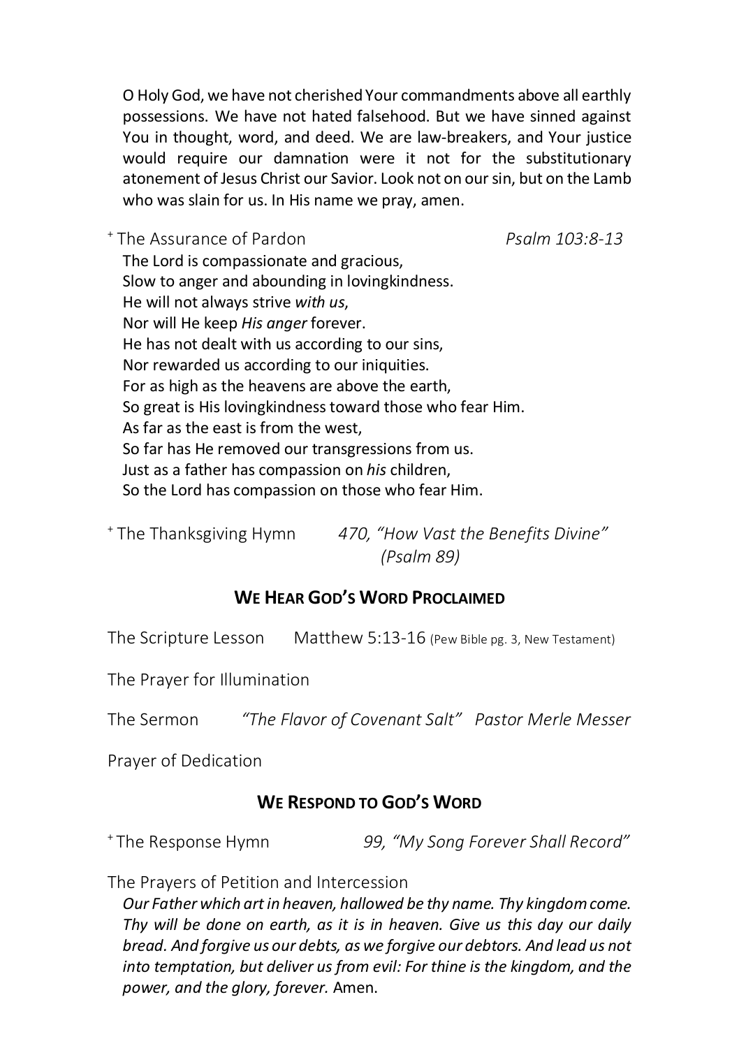O Holy God, we have not cherished Your commandments above all earthly possessions. We have not hated falsehood. But we have sinned against You in thought, word, and deed. We are law-breakers, and Your justice would require our damnation were it not for the substitutionary atonement of Jesus Christ our Savior. Look not on our sin, but on the Lamb who was slain for us. In His name we pray, amen.

+ The Assurance of Pardon *Psalm 103:8-13*

The Lord is compassionate and gracious,
Slow to anger and abounding in lovingkindness.
He will not always strive *with us*,
Nor will He keep *His anger* forever.
He has not dealt with us according to our sins,
Nor rewarded us according to our iniquities.
For as high as the heavens are above the earth,
So great is His lovingkindness toward those who fear Him.
As far as the east is from the west,
So far has He removed our transgressions from us.
Just as a father has compassion on *his* children,
So the Lord has compassion on those who fear Him.

+ The Thanksgiving Hymn *470, "How Vast the Benefits Divine" (Psalm 89)*

## WE HEAR GOD'S WORD PROCLAIMED

The Scripture Lesson Matthew 5:13-16 (Pew Bible pg. 3, New Testament)

The Prayer for Illumination

The Sermon *"The Flavor of Covenant Salt"* Pastor Merle Messer

Prayer of Dedication

## WE RESPOND TO GOD'S WORD

+ The Response Hymn *99, "My Song Forever Shall Record"*

The Prayers of Petition and Intercession

*Our Father which art in heaven, hallowed be thy name. Thy kingdom come. Thy will be done on earth, as it is in heaven. Give us this day our daily bread. And forgive us our debts, as we forgive our debtors. And lead us not into temptation, but deliver us from evil: For thine is the kingdom, and the power, and the glory, forever.* Amen.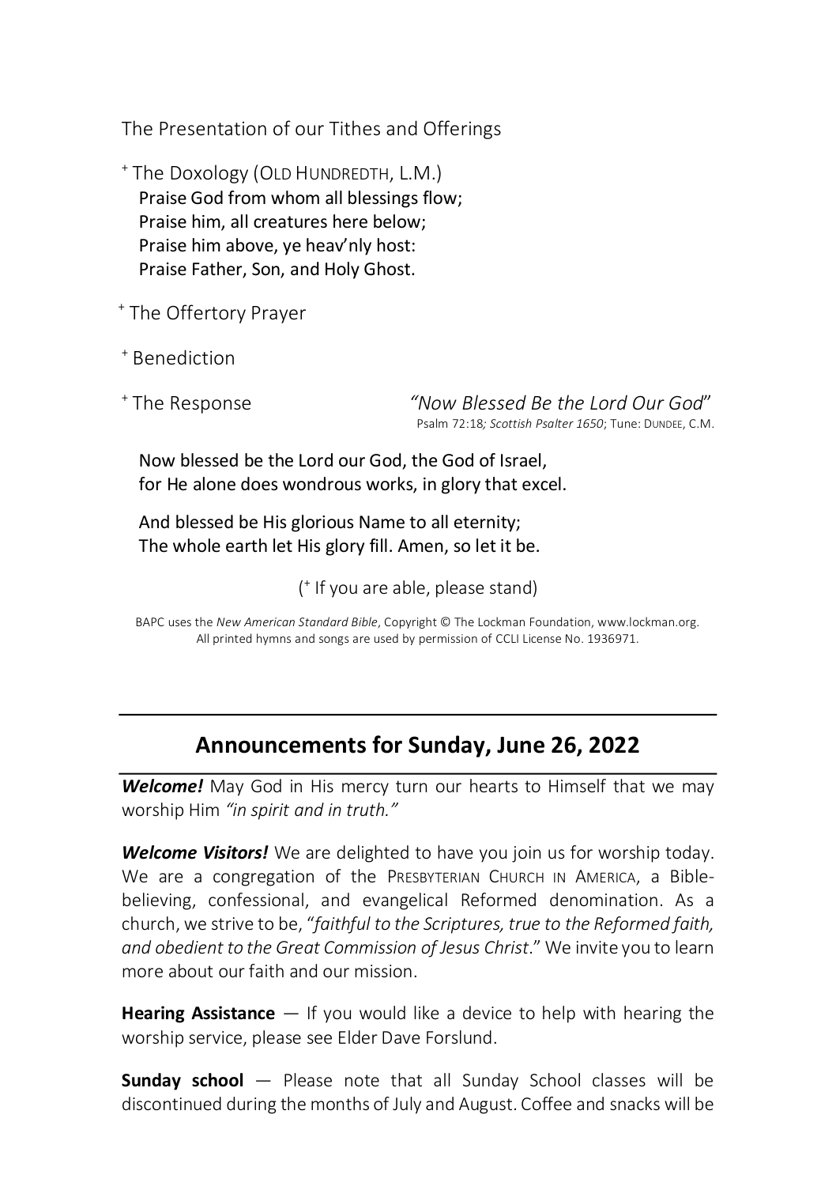The Presentation of our Tithes and Offerings

+ The Doxology (OLD HUNDREDTH, L.M.)

Praise God from whom all blessings flow;  
Praise him, all creatures here below;  
Praise him above, ye heav'nly host:  
Praise Father, Son, and Holy Ghost.

+ The Offertory Prayer

+ Benediction

+ The Response *"Now Blessed Be the Lord Our God"*

Psalm 72:18; *Scottish Psalter 1650*; Tune: DUNDEE, C.M.

Now blessed be the Lord our God, the God of Israel,  
for He alone does wondrous works, in glory that excel.

And blessed be His glorious Name to all eternity;  
The whole earth let His glory fill. Amen, so let it be.

(+ If you are able, please stand)

BAPC uses the *New American Standard Bible*, Copyright © The Lockman Foundation, www.lockman.org.
All printed hymns and songs are used by permission of CCLI License No. 1936971.

## Announcements for Sunday, June 26, 2022

***Welcome!*** May God in His mercy turn our hearts to Himself that we may worship Him *"in spirit and in truth."*

***Welcome Visitors!*** We are delighted to have you join us for worship today. We are a congregation of the PRESBYTERIAN CHURCH IN AMERICA, a Bible-believing, confessional, and evangelical Reformed denomination. As a church, we strive to be, "*faithful to the Scriptures, true to the Reformed faith, and obedient to the Great Commission of Jesus Christ*." We invite you to learn more about our faith and our mission.

**Hearing Assistance** — If you would like a device to help with hearing the worship service, please see Elder Dave Forslund.

**Sunday school** — Please note that all Sunday School classes will be discontinued during the months of July and August. Coffee and snacks will be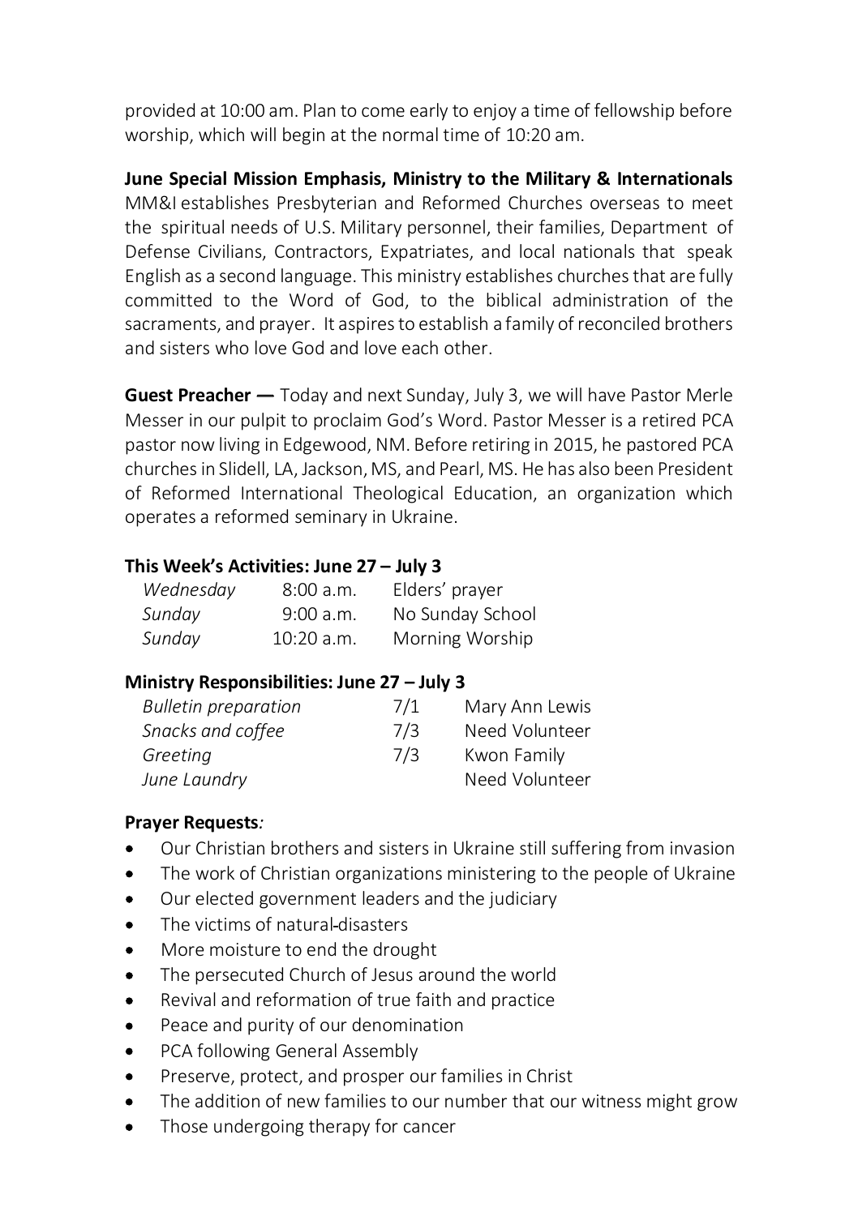provided at 10:00 am. Plan to come early to enjoy a time of fellowship before worship, which will begin at the normal time of 10:20 am.

**June Special Mission Emphasis, Ministry to the Military & Internationals** MM&I establishes Presbyterian and Reformed Churches overseas to meet the spiritual needs of U.S. Military personnel, their families, Department of Defense Civilians, Contractors, Expatriates, and local nationals that speak English as a second language. This ministry establishes churches that are fully committed to the Word of God, to the biblical administration of the sacraments, and prayer. It aspires to establish a family of reconciled brothers and sisters who love God and love each other.

**Guest Preacher —** Today and next Sunday, July 3, we will have Pastor Merle Messer in our pulpit to proclaim God's Word. Pastor Messer is a retired PCA pastor now living in Edgewood, NM. Before retiring in 2015, he pastored PCA churches in Slidell, LA, Jackson, MS, and Pearl, MS. He has also been President of Reformed International Theological Education, an organization which operates a reformed seminary in Ukraine.

**This Week's Activities: June 27 – July 3**

| | | |
|---|---|---|
| *Wednesday* | 8:00 a.m. | Elders' prayer |
| *Sunday* | 9:00 a.m. | No Sunday School |
| *Sunday* | 10:20 a.m. | Morning Worship |

**Ministry Responsibilities: June 27 – July 3**

| | | |
|---|---|---|
| *Bulletin preparation* | 7/1 | Mary Ann Lewis |
| *Snacks and coffee* | 7/3 | Need Volunteer |
| *Greeting* | 7/3 | Kwon Family |
| *June Laundry* | | Need Volunteer |

**Prayer Requests***:*

- Our Christian brothers and sisters in Ukraine still suffering from invasion
- The work of Christian organizations ministering to the people of Ukraine
- Our elected government leaders and the judiciary
- The victims of natural-disasters
- More moisture to end the drought
- The persecuted Church of Jesus around the world
- Revival and reformation of true faith and practice
- Peace and purity of our denomination
- PCA following General Assembly
- Preserve, protect, and prosper our families in Christ
- The addition of new families to our number that our witness might grow
- Those undergoing therapy for cancer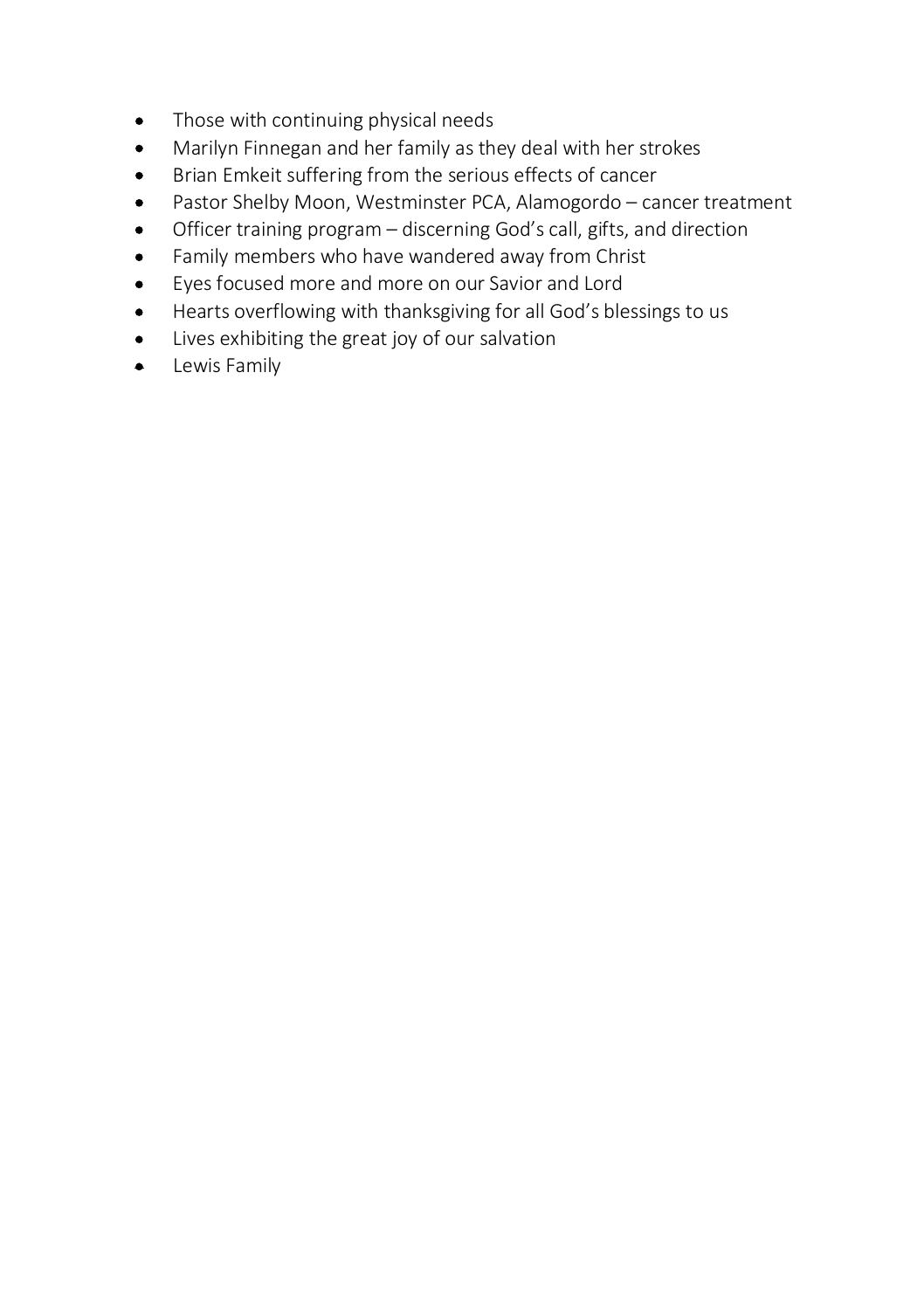- Those with continuing physical needs
- Marilyn Finnegan and her family as they deal with her strokes
- Brian Emkeit suffering from the serious effects of cancer
- Pastor Shelby Moon, Westminster PCA, Alamogordo – cancer treatment
- Officer training program – discerning God's call, gifts, and direction
- Family members who have wandered away from Christ
- Eyes focused more and more on our Savior and Lord
- Hearts overflowing with thanksgiving for all God's blessings to us
- Lives exhibiting the great joy of our salvation
- Lewis Family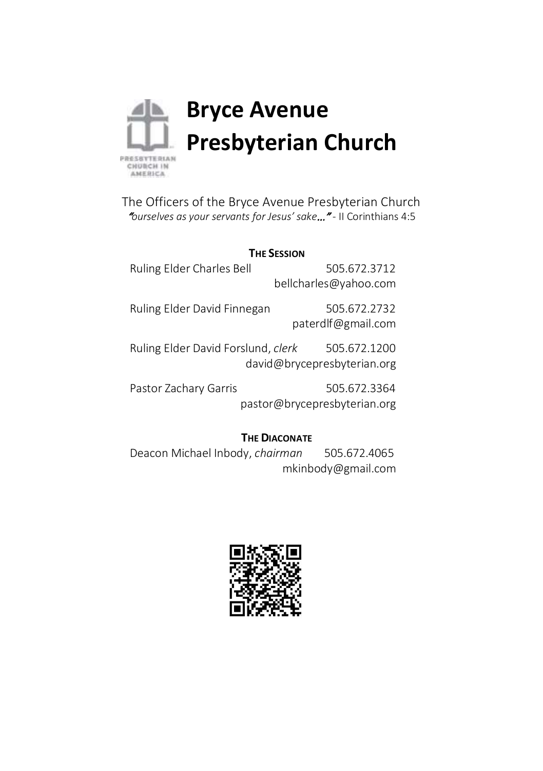# Bryce Avenue Presbyterian Church

PRESBYTERIAN CHURCH IN AMERICA

The Officers of the Bryce Avenue Presbyterian Church

*"ourselves as your servants for Jesus' sake..."* - II Corinthians 4:5

**THE SESSION**

Ruling Elder Charles Bell 505.672.3712
bellcharles@yahoo.com

Ruling Elder David Finnegan 505.672.2732
paterdlf@gmail.com

Ruling Elder David Forslund, *clerk* 505.672.1200
david@brycepresbyterian.org

Pastor Zachary Garris 505.672.3364
pastor@brycepresbyterian.org

**THE DIACONATE**

Deacon Michael Inbody, *chairman* 505.672.4065
mkinbody@gmail.com